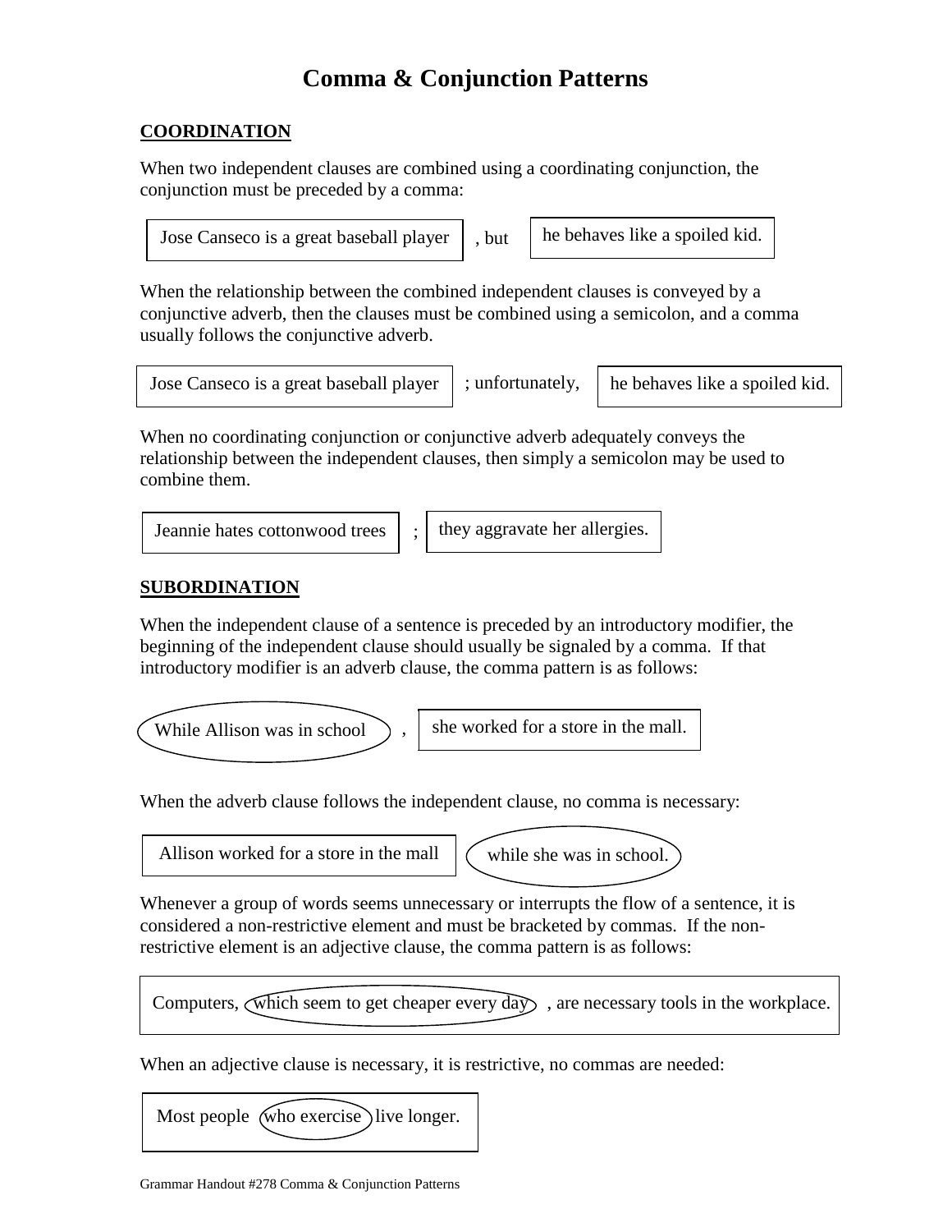# Comma & Conjunction Patterns

## COORDINATION

When two independent clauses are combined using a coordinating conjunction, the conjunction must be preceded by a comma:

Jose Canseco is a great baseball player , but he behaves like a spoiled kid.

When the relationship between the combined independent clauses is conveyed by a conjunctive adverb, then the clauses must be combined using a semicolon, and a comma usually follows the conjunctive adverb.

Jose Canseco is a great baseball player ; unfortunately, he behaves like a spoiled kid.

When no coordinating conjunction or conjunctive adverb adequately conveys the relationship between the independent clauses, then simply a semicolon may be used to combine them.

Jeannie hates cottonwood trees ; they aggravate her allergies.

## SUBORDINATION

When the independent clause of a sentence is preceded by an introductory modifier, the beginning of the independent clause should usually be signaled by a comma. If that introductory modifier is an adverb clause, the comma pattern is as follows:

While Allison was in school , she worked for a store in the mall.

When the adverb clause follows the independent clause, no comma is necessary:

Allison worked for a store in the mall while she was in school.

Whenever a group of words seems unnecessary or interrupts the flow of a sentence, it is considered a non-restrictive element and must be bracketed by commas. If the non-restrictive element is an adjective clause, the comma pattern is as follows:

Computers, which seem to get cheaper every day , are necessary tools in the workplace.

When an adjective clause is necessary, it is restrictive, no commas are needed:

Most people who exercise live longer.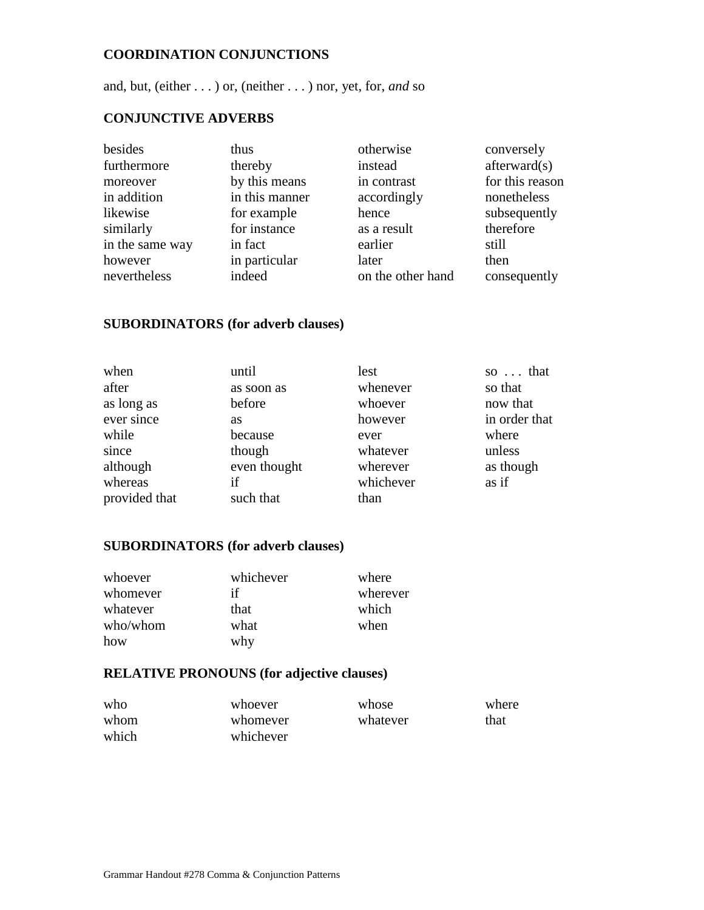**COORDINATION CONJUNCTIONS**

and, but, (either . . . ) or, (neither . . . ) nor, yet, for, *and* so

**CONJUNCTIVE ADVERBS**

| | | | |
|---|---|---|---|
| besides | thus | otherwise | conversely |
| furthermore | thereby | instead | afterward(s) |
| moreover | by this means | in contrast | for this reason |
| in addition | in this manner | accordingly | nonetheless |
| likewise | for example | hence | subsequently |
| similarly | for instance | as a result | therefore |
| in the same way | in fact | earlier | still |
| however | in particular | later | then |
| nevertheless | indeed | on the other hand | consequently |

**SUBORDINATORS (for adverb clauses)**

| | | | |
|---|---|---|---|
| when | until | lest | so . . . that |
| after | as soon as | whenever | so that |
| as long as | before | whoever | now that |
| ever since | as | however | in order that |
| while | because | ever | where |
| since | though | whatever | unless |
| although | even thought | wherever | as though |
| whereas | if | whichever | as if |
| provided that | such that | than | |

**SUBORDINATORS (for adverb clauses)**

| | | |
|---|---|---|
| whoever | whichever | where |
| whomever | if | wherever |
| whatever | that | which |
| who/whom | what | when |
| how | why | |

**RELATIVE PRONOUNS (for adjective clauses)**

| | | | |
|---|---|---|---|
| who | whoever | whose | where |
| whom | whomever | whatever | that |
| which | whichever | | |

Grammar Handout #278 Comma & Conjunction Patterns